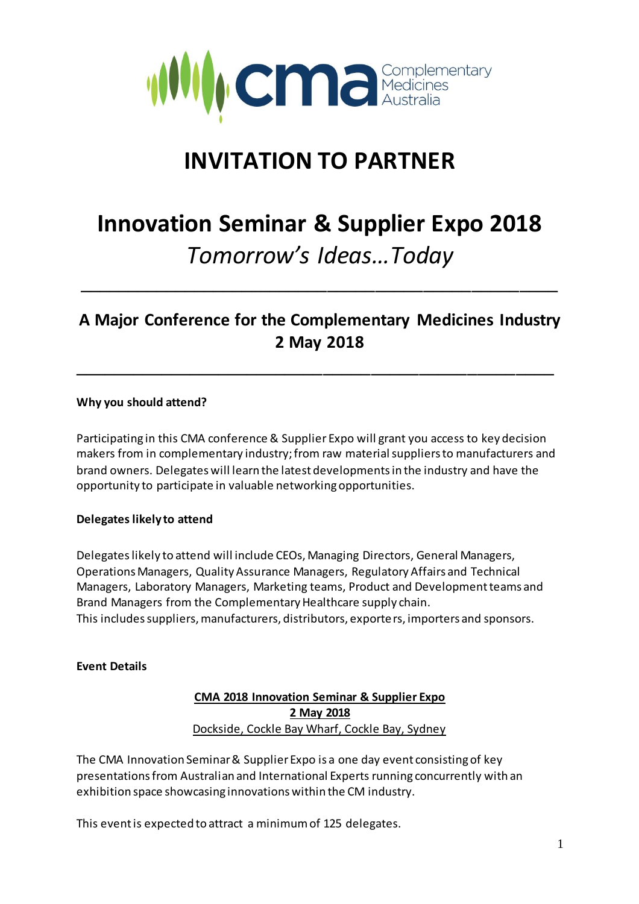cma Complementary Medicines Australia

# INVITATION TO PARTNER

# Innovation Seminar & Supplier Expo 2018

*Tomorrow's Ideas…Today*

---

## A Major Conference for the Complementary Medicines Industry
## 2 May 2018

---

**Why you should attend?**

Participating in this CMA conference & Supplier Expo will grant you access to key decision makers from in complementary industry; from raw material suppliers to manufacturers and brand owners. Delegates will learn the latest developments in the industry and have the opportunity to participate in valuable networking opportunities.

**Delegates likely to attend**

Delegates likely to attend will include CEOs, Managing Directors, General Managers, Operations Managers, Quality Assurance Managers, Regulatory Affairs and Technical Managers, Laboratory Managers, Marketing teams, Product and Development teams and Brand Managers from the Complementary Healthcare supply chain.
This includes suppliers, manufacturers, distributors, exporters, importers and sponsors.

**Event Details**

**CMA 2018 Innovation Seminar & Supplier Expo**
**2 May 2018**
Dockside, Cockle Bay Wharf, Cockle Bay, Sydney

The CMA Innovation Seminar & Supplier Expo is a one day event consisting of key presentations from Australian and International Experts running concurrently with an exhibition space showcasing innovations within the CM industry.

This event is expected to attract a minimum of 125 delegates.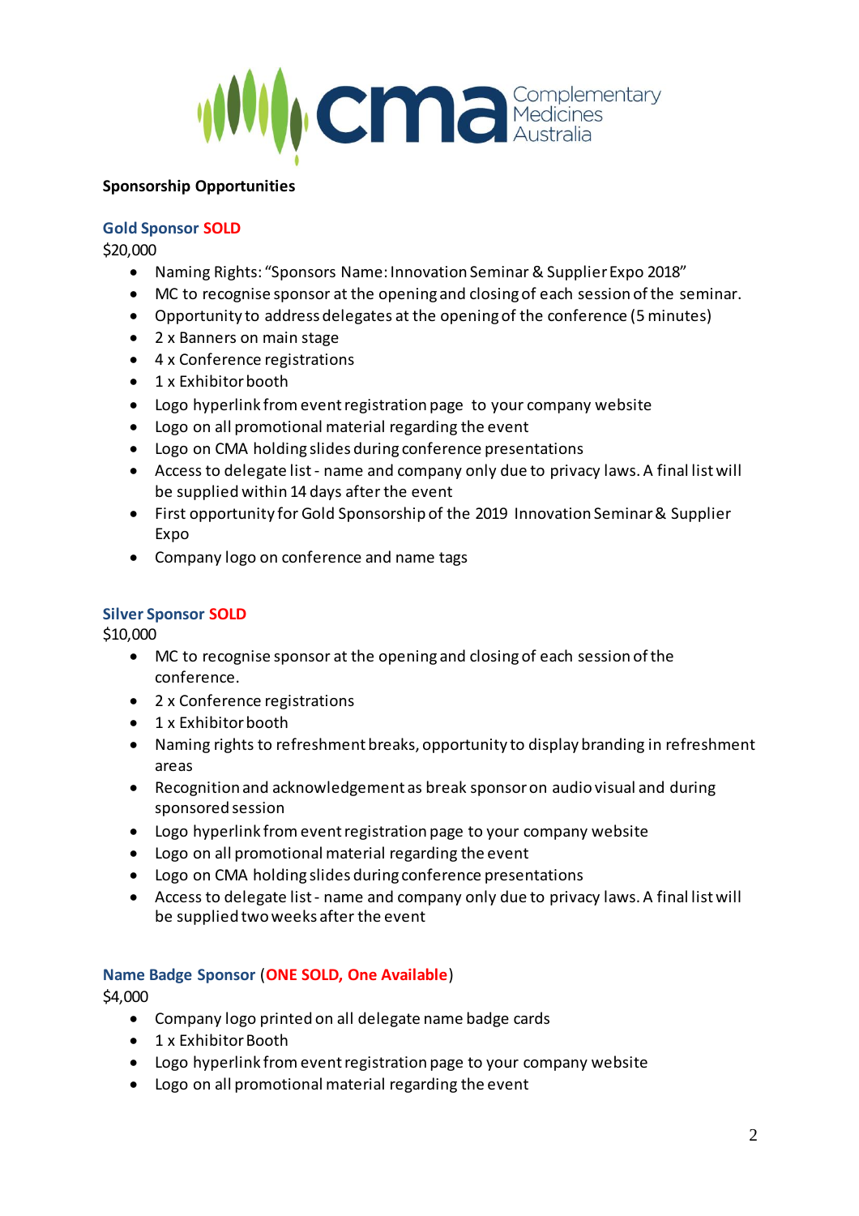Complementary Medicines Australia

**Sponsorship Opportunities**

**Gold Sponsor SOLD**

$20,000

- Naming Rights: "Sponsors Name: Innovation Seminar & Supplier Expo 2018"
- MC to recognise sponsor at the opening and closing of each session of the seminar.
- Opportunity to address delegates at the opening of the conference (5 minutes)
- 2 x Banners on main stage
- 4 x Conference registrations
- 1 x Exhibitor booth
- Logo hyperlink from event registration page to your company website
- Logo on all promotional material regarding the event
- Logo on CMA holding slides during conference presentations
- Access to delegate list - name and company only due to privacy laws. A final list will be supplied within 14 days after the event
- First opportunity for Gold Sponsorship of the 2019 Innovation Seminar & Supplier Expo
- Company logo on conference and name tags

**Silver Sponsor SOLD**

$10,000

- MC to recognise sponsor at the opening and closing of each session of the conference.
- 2 x Conference registrations
- 1 x Exhibitor booth
- Naming rights to refreshment breaks, opportunity to display branding in refreshment areas
- Recognition and acknowledgement as break sponsor on audio visual and during sponsored session
- Logo hyperlink from event registration page to your company website
- Logo on all promotional material regarding the event
- Logo on CMA holding slides during conference presentations
- Access to delegate list - name and company only due to privacy laws. A final list will be supplied two weeks after the event

**Name Badge Sponsor (ONE SOLD, One Available)**

$4,000

- Company logo printed on all delegate name badge cards
- 1 x Exhibitor Booth
- Logo hyperlink from event registration page to your company website
- Logo on all promotional material regarding the event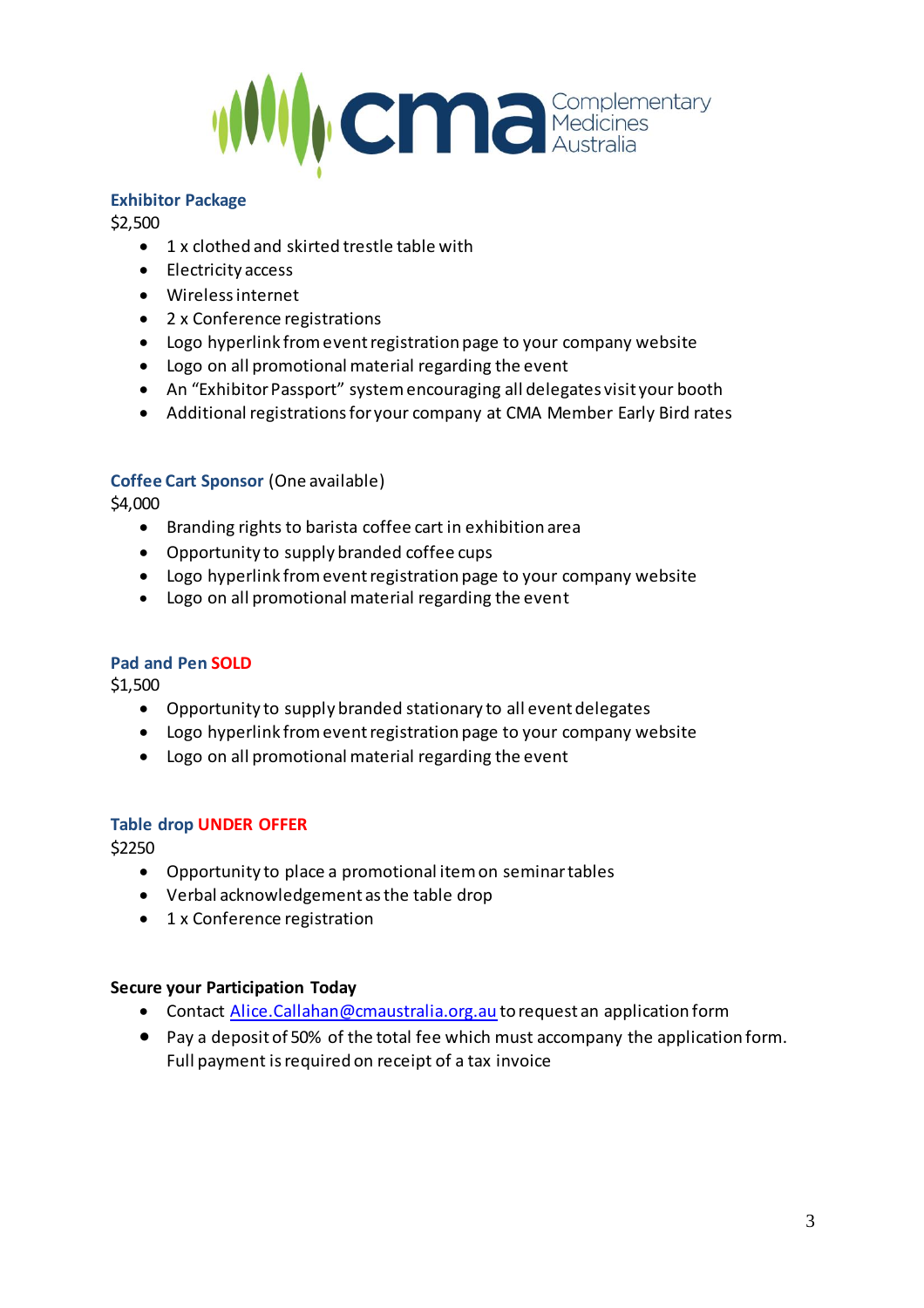Complementary Medicines Australia

### Exhibitor Package

$2,500

- 1 x clothed and skirted trestle table with
- Electricity access
- Wireless internet
- 2 x Conference registrations
- Logo hyperlink from event registration page to your company website
- Logo on all promotional material regarding the event
- An "Exhibitor Passport" system encouraging all delegates visit your booth
- Additional registrations for your company at CMA Member Early Bird rates

### Coffee Cart Sponsor (One available)

$4,000

- Branding rights to barista coffee cart in exhibition area
- Opportunity to supply branded coffee cups
- Logo hyperlink from event registration page to your company website
- Logo on all promotional material regarding the event

### Pad and Pen SOLD

$1,500

- Opportunity to supply branded stationary to all event delegates
- Logo hyperlink from event registration page to your company website
- Logo on all promotional material regarding the event

### Table drop UNDER OFFER

$2250

- Opportunity to place a promotional item on seminar tables
- Verbal acknowledgement as the table drop
- 1 x Conference registration

**Secure your Participation Today**

- Contact Alice.Callahan@cmaustralia.org.au to request an application form
- Pay a deposit of 50% of the total fee which must accompany the application form. Full payment is required on receipt of a tax invoice